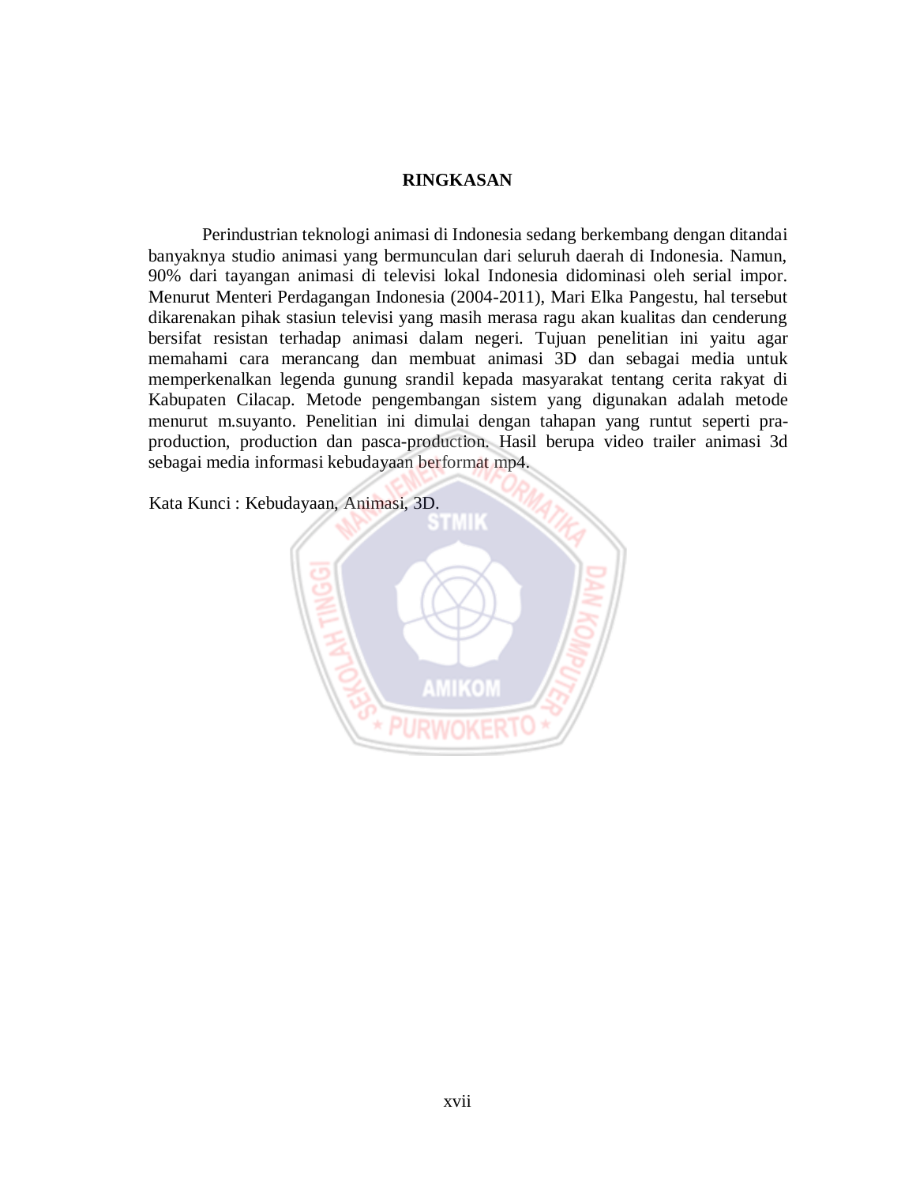# RINGKASAN

Perindustrian teknologi animasi di Indonesia sedang berkembang dengan ditandai banyaknya studio animasi yang bermunculan dari seluruh daerah di Indonesia. Namun, 90% dari tayangan animasi di televisi lokal Indonesia didominasi oleh serial impor. Menurut Menteri Perdagangan Indonesia (2004-2011), Mari Elka Pangestu, hal tersebut dikarenakan pihak stasiun televisi yang masih merasa ragu akan kualitas dan cenderung bersifat resistan terhadap animasi dalam negeri. Tujuan penelitian ini yaitu agar memahami cara merancang dan membuat animasi 3D dan sebagai media untuk memperkenalkan legenda gunung srandil kepada masyarakat tentang cerita rakyat di Kabupaten Cilacap. Metode pengembangan sistem yang digunakan adalah metode menurut m.suyanto. Penelitian ini dimulai dengan tahapan yang runtut seperti pra-production, production dan pasca-production. Hasil berupa video trailer animasi 3d sebagai media informasi kebudayaan berformat mp4.

Kata Kunci : Kebudayaan, Animasi, 3D.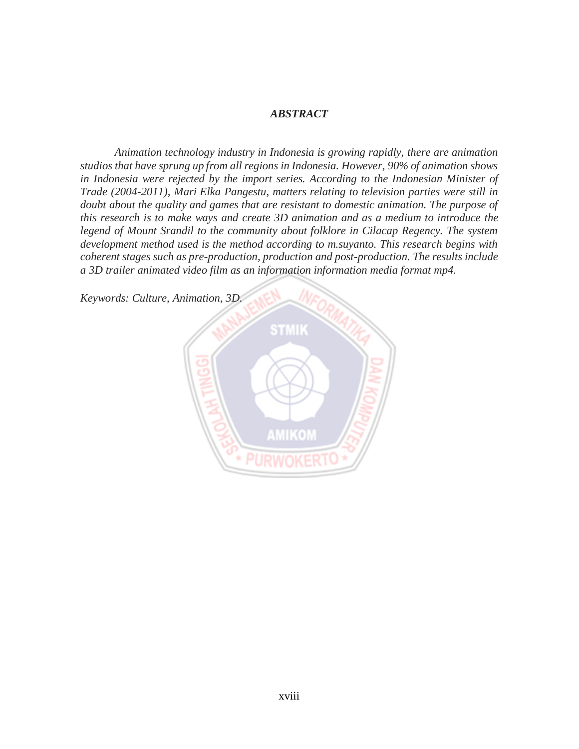# *ABSTRACT*

*Animation technology industry in Indonesia is growing rapidly, there are animation studios that have sprung up from all regions in Indonesia. However, 90% of animation shows in Indonesia were rejected by the import series. According to the Indonesian Minister of Trade (2004-2011), Mari Elka Pangestu, matters relating to television parties were still in doubt about the quality and games that are resistant to domestic animation. The purpose of this research is to make ways and create 3D animation and as a medium to introduce the legend of Mount Srandil to the community about folklore in Cilacap Regency. The system development method used is the method according to m.suyanto. This research begins with coherent stages such as pre-production, production and post-production. The results include a 3D trailer animated video film as an information information media format mp4.*

*Keywords: Culture, Animation, 3D.*